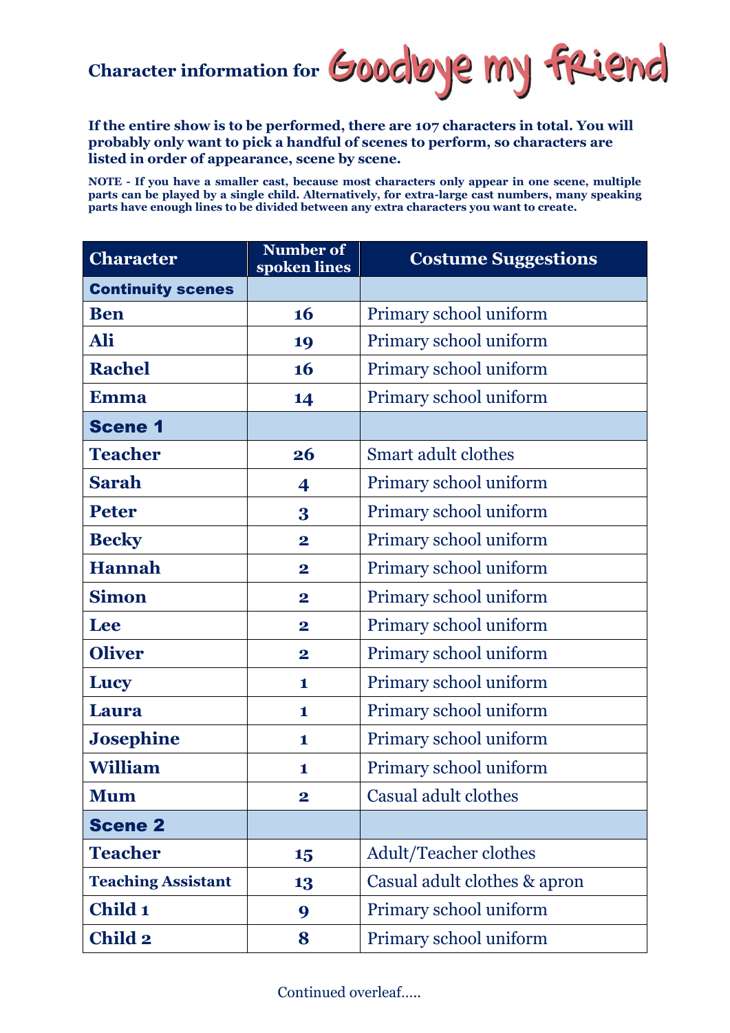# Character information for Goodbye my friend

**If the entire show is to be performed, there are 107 characters in total. You will probably only want to pick a handful of scenes to perform, so characters are listed in order of appearance, scene by scene.**

**NOTE - If you have a smaller cast, because most characters only appear in one scene, multiple parts can be played by a single child. Alternatively, for extra-large cast numbers, many speaking parts have enough lines to be divided between any extra characters you want to create.**

| Character | Number of spoken lines | Costume Suggestions |
|---|---|---|
| **Continuity scenes** | | |
| **Ben** | 16 | Primary school uniform |
| **Ali** | 19 | Primary school uniform |
| **Rachel** | 16 | Primary school uniform |
| **Emma** | 14 | Primary school uniform |
| **Scene 1** | | |
| **Teacher** | 26 | Smart adult clothes |
| **Sarah** | 4 | Primary school uniform |
| **Peter** | 3 | Primary school uniform |
| **Becky** | 2 | Primary school uniform |
| **Hannah** | 2 | Primary school uniform |
| **Simon** | 2 | Primary school uniform |
| **Lee** | 2 | Primary school uniform |
| **Oliver** | 2 | Primary school uniform |
| **Lucy** | 1 | Primary school uniform |
| **Laura** | 1 | Primary school uniform |
| **Josephine** | 1 | Primary school uniform |
| **William** | 1 | Primary school uniform |
| **Mum** | 2 | Casual adult clothes |
| **Scene 2** | | |
| **Teacher** | 15 | Adult/Teacher clothes |
| **Teaching Assistant** | 13 | Casual adult clothes & apron |
| **Child 1** | 9 | Primary school uniform |
| **Child 2** | 8 | Primary school uniform |

Continued overleaf.....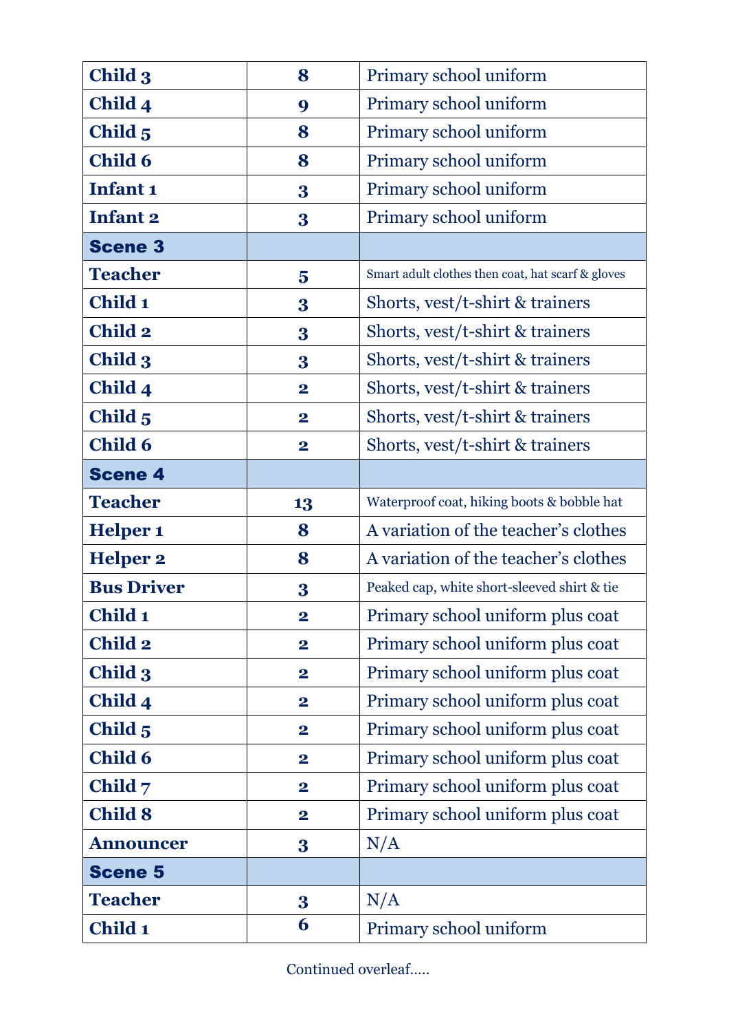| | | |
|---|---|---|
| **Child 3** | **8** | Primary school uniform |
| **Child 4** | **9** | Primary school uniform |
| **Child 5** | **8** | Primary school uniform |
| **Child 6** | **8** | Primary school uniform |
| **Infant 1** | **3** | Primary school uniform |
| **Infant 2** | **3** | Primary school uniform |
| **Scene 3** | | |
| **Teacher** | **5** | Smart adult clothes then coat, hat scarf & gloves |
| **Child 1** | **3** | Shorts, vest/t-shirt & trainers |
| **Child 2** | **3** | Shorts, vest/t-shirt & trainers |
| **Child 3** | **3** | Shorts, vest/t-shirt & trainers |
| **Child 4** | **2** | Shorts, vest/t-shirt & trainers |
| **Child 5** | **2** | Shorts, vest/t-shirt & trainers |
| **Child 6** | **2** | Shorts, vest/t-shirt & trainers |
| **Scene 4** | | |
| **Teacher** | **13** | Waterproof coat, hiking boots & bobble hat |
| **Helper 1** | **8** | A variation of the teacher's clothes |
| **Helper 2** | **8** | A variation of the teacher's clothes |
| **Bus Driver** | **3** | Peaked cap, white short-sleeved shirt & tie |
| **Child 1** | **2** | Primary school uniform plus coat |
| **Child 2** | **2** | Primary school uniform plus coat |
| **Child 3** | **2** | Primary school uniform plus coat |
| **Child 4** | **2** | Primary school uniform plus coat |
| **Child 5** | **2** | Primary school uniform plus coat |
| **Child 6** | **2** | Primary school uniform plus coat |
| **Child 7** | **2** | Primary school uniform plus coat |
| **Child 8** | **2** | Primary school uniform plus coat |
| **Announcer** | **3** | N/A |
| **Scene 5** | | |
| **Teacher** | **3** | N/A |
| **Child 1** | **6** | Primary school uniform |

Continued overleaf.....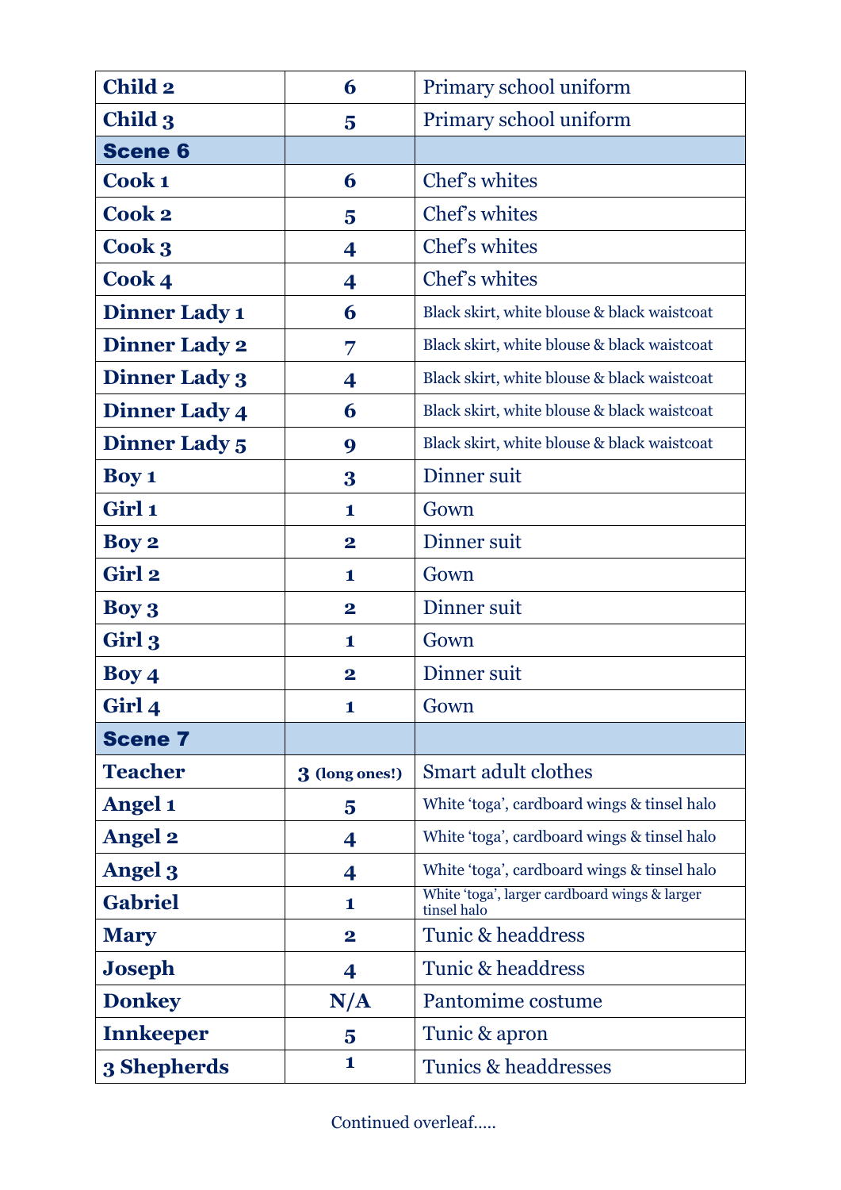| | | |
|---|---|---|
| **Child 2** | **6** | Primary school uniform |
| **Child 3** | **5** | Primary school uniform |
| **Scene 6** | | |
| **Cook 1** | **6** | Chef's whites |
| **Cook 2** | **5** | Chef's whites |
| **Cook 3** | **4** | Chef's whites |
| **Cook 4** | **4** | Chef's whites |
| **Dinner Lady 1** | **6** | Black skirt, white blouse & black waistcoat |
| **Dinner Lady 2** | **7** | Black skirt, white blouse & black waistcoat |
| **Dinner Lady 3** | **4** | Black skirt, white blouse & black waistcoat |
| **Dinner Lady 4** | **6** | Black skirt, white blouse & black waistcoat |
| **Dinner Lady 5** | **9** | Black skirt, white blouse & black waistcoat |
| **Boy 1** | **3** | Dinner suit |
| **Girl 1** | **1** | Gown |
| **Boy 2** | **2** | Dinner suit |
| **Girl 2** | **1** | Gown |
| **Boy 3** | **2** | Dinner suit |
| **Girl 3** | **1** | Gown |
| **Boy 4** | **2** | Dinner suit |
| **Girl 4** | **1** | Gown |
| **Scene 7** | | |
| **Teacher** | **3 (long ones!)** | Smart adult clothes |
| **Angel 1** | **5** | White 'toga', cardboard wings & tinsel halo |
| **Angel 2** | **4** | White 'toga', cardboard wings & tinsel halo |
| **Angel 3** | **4** | White 'toga', cardboard wings & tinsel halo |
| **Gabriel** | **1** | White 'toga', larger cardboard wings & larger tinsel halo |
| **Mary** | **2** | Tunic & headdress |
| **Joseph** | **4** | Tunic & headdress |
| **Donkey** | **N/A** | Pantomime costume |
| **Innkeeper** | **5** | Tunic & apron |
| **3 Shepherds** | **1** | Tunics & headdresses |

Continued overleaf.....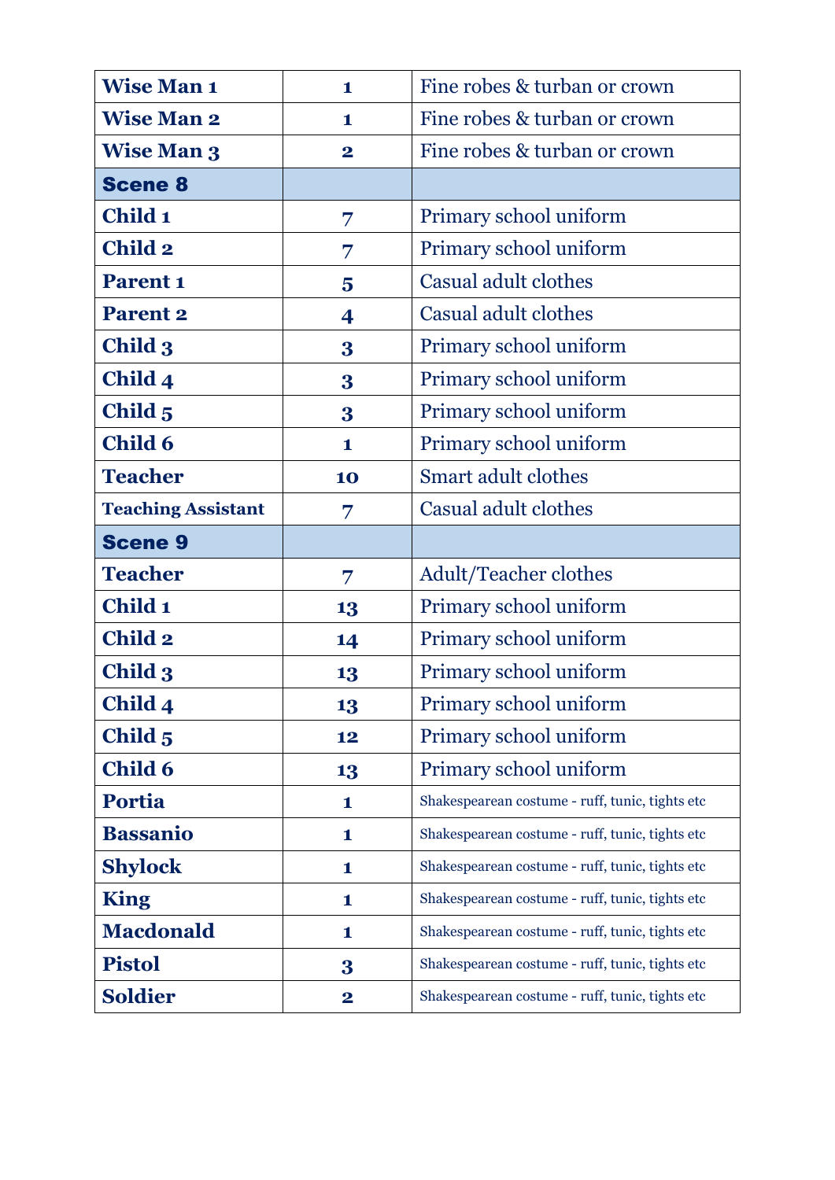| | | |
|---|---|---|
| **Wise Man 1** | **1** | Fine robes & turban or crown |
| **Wise Man 2** | **1** | Fine robes & turban or crown |
| **Wise Man 3** | **2** | Fine robes & turban or crown |
| **Scene 8** | | |
| **Child 1** | **7** | Primary school uniform |
| **Child 2** | **7** | Primary school uniform |
| **Parent 1** | **5** | Casual adult clothes |
| **Parent 2** | **4** | Casual adult clothes |
| **Child 3** | **3** | Primary school uniform |
| **Child 4** | **3** | Primary school uniform |
| **Child 5** | **3** | Primary school uniform |
| **Child 6** | **1** | Primary school uniform |
| **Teacher** | **10** | Smart adult clothes |
| **Teaching Assistant** | **7** | Casual adult clothes |
| **Scene 9** | | |
| **Teacher** | **7** | Adult/Teacher clothes |
| **Child 1** | **13** | Primary school uniform |
| **Child 2** | **14** | Primary school uniform |
| **Child 3** | **13** | Primary school uniform |
| **Child 4** | **13** | Primary school uniform |
| **Child 5** | **12** | Primary school uniform |
| **Child 6** | **13** | Primary school uniform |
| **Portia** | **1** | Shakespearean costume - ruff, tunic, tights etc |
| **Bassanio** | **1** | Shakespearean costume - ruff, tunic, tights etc |
| **Shylock** | **1** | Shakespearean costume - ruff, tunic, tights etc |
| **King** | **1** | Shakespearean costume - ruff, tunic, tights etc |
| **Macdonald** | **1** | Shakespearean costume - ruff, tunic, tights etc |
| **Pistol** | **3** | Shakespearean costume - ruff, tunic, tights etc |
| **Soldier** | **2** | Shakespearean costume - ruff, tunic, tights etc |